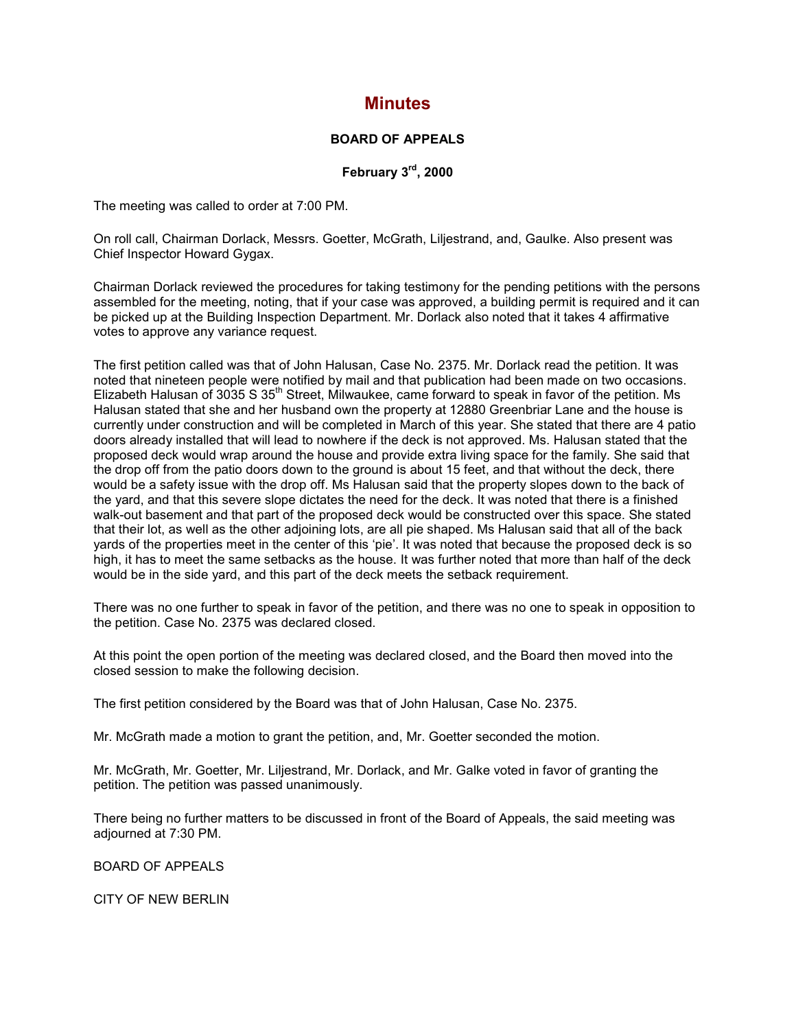# Minutes

**BOARD OF APPEALS**

**February 3rd, 2000**

The meeting was called to order at 7:00 PM.

On roll call, Chairman Dorlack, Messrs. Goetter, McGrath, Liljestrand, and, Gaulke. Also present was Chief Inspector Howard Gygax.

Chairman Dorlack reviewed the procedures for taking testimony for the pending petitions with the persons assembled for the meeting, noting, that if your case was approved, a building permit is required and it can be picked up at the Building Inspection Department. Mr. Dorlack also noted that it takes 4 affirmative votes to approve any variance request.

The first petition called was that of John Halusan, Case No. 2375. Mr. Dorlack read the petition. It was noted that nineteen people were notified by mail and that publication had been made on two occasions. Elizabeth Halusan of 3035 S 35th Street, Milwaukee, came forward to speak in favor of the petition. Ms Halusan stated that she and her husband own the property at 12880 Greenbriar Lane and the house is currently under construction and will be completed in March of this year. She stated that there are 4 patio doors already installed that will lead to nowhere if the deck is not approved. Ms. Halusan stated that the proposed deck would wrap around the house and provide extra living space for the family. She said that the drop off from the patio doors down to the ground is about 15 feet, and that without the deck, there would be a safety issue with the drop off. Ms Halusan said that the property slopes down to the back of the yard, and that this severe slope dictates the need for the deck. It was noted that there is a finished walk-out basement and that part of the proposed deck would be constructed over this space. She stated that their lot, as well as the other adjoining lots, are all pie shaped. Ms Halusan said that all of the back yards of the properties meet in the center of this 'pie'. It was noted that because the proposed deck is so high, it has to meet the same setbacks as the house. It was further noted that more than half of the deck would be in the side yard, and this part of the deck meets the setback requirement.

There was no one further to speak in favor of the petition, and there was no one to speak in opposition to the petition. Case No. 2375 was declared closed.

At this point the open portion of the meeting was declared closed, and the Board then moved into the closed session to make the following decision.

The first petition considered by the Board was that of John Halusan, Case No. 2375.

Mr. McGrath made a motion to grant the petition, and, Mr. Goetter seconded the motion.

Mr. McGrath, Mr. Goetter, Mr. Liljestrand, Mr. Dorlack, and Mr. Galke voted in favor of granting the petition. The petition was passed unanimously.

There being no further matters to be discussed in front of the Board of Appeals, the said meeting was adjourned at 7:30 PM.

BOARD OF APPEALS

CITY OF NEW BERLIN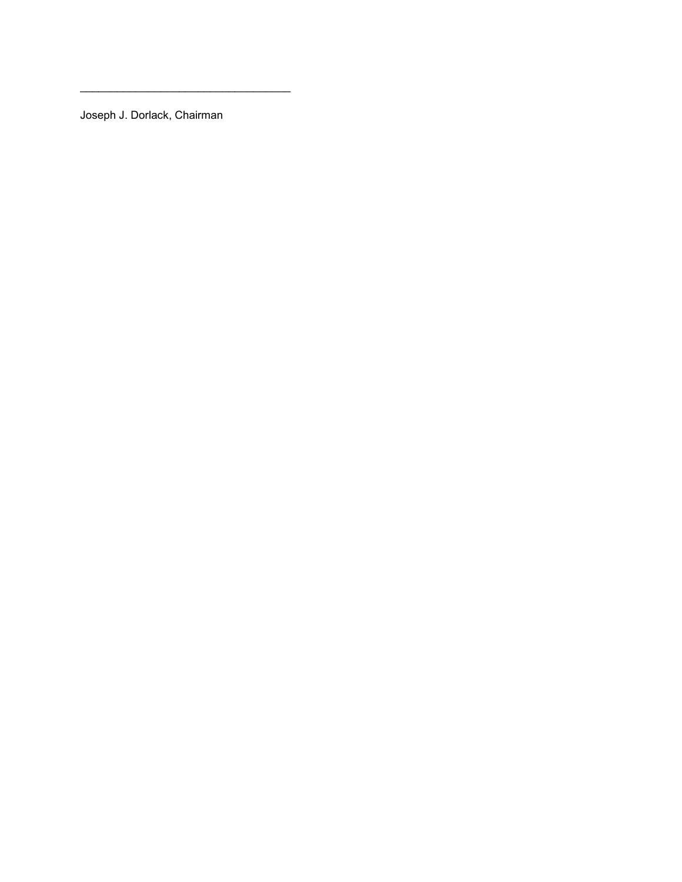\_\_\_\_\_\_\_\_\_\_\_\_\_\_\_\_\_\_\_\_\_\_\_\_\_\_\_\_\_\_\_\_\_\_

Joseph J. Dorlack, Chairman

__________________________________

Joseph J. Dorlack, Chairman